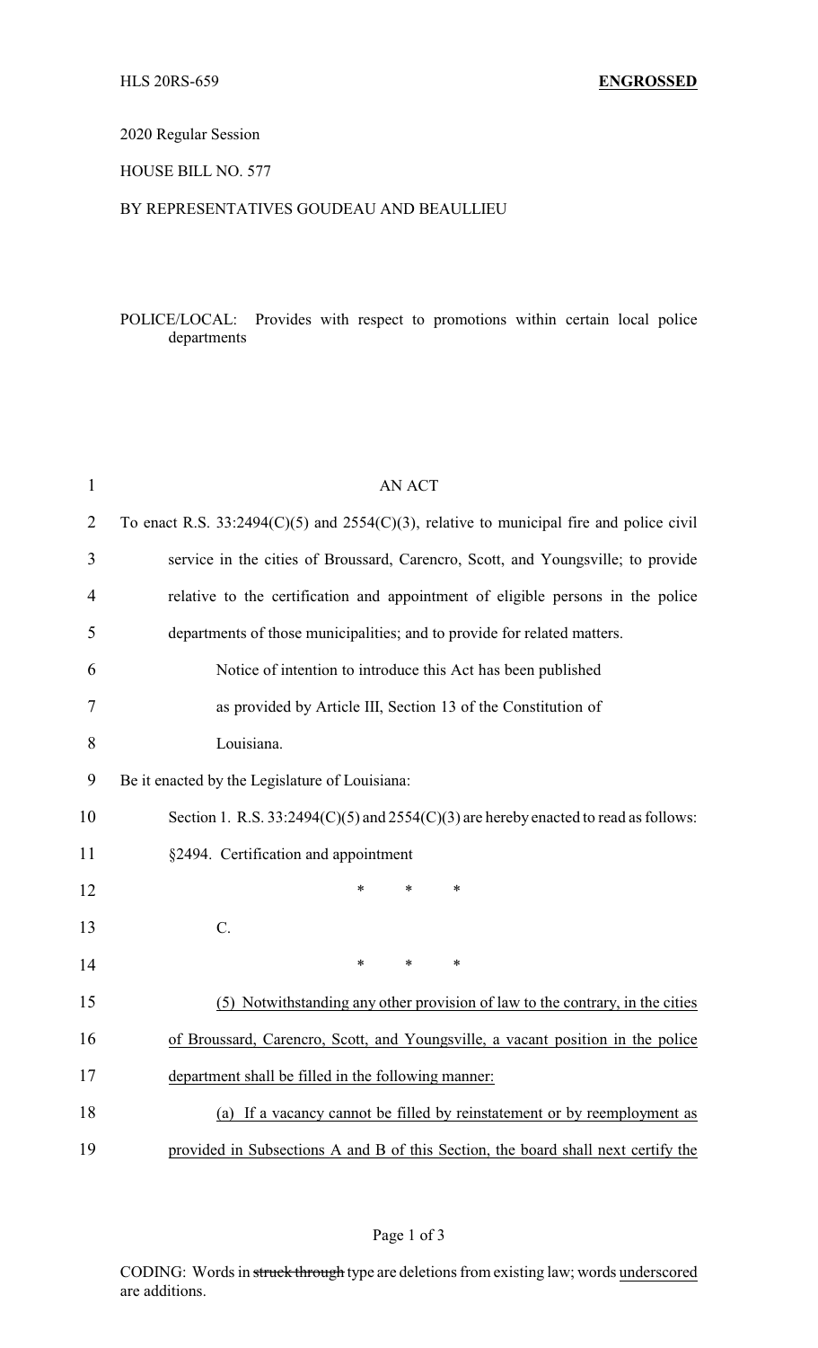HLS 20RS-659 **ENGROSSED**

2020 Regular Session

HOUSE BILL NO. 577

BY REPRESENTATIVES GOUDEAU AND BEAULLIEU

POLICE/LOCAL: Provides with respect to promotions within certain local police departments

AN ACT

To enact R.S. 33:2494(C)(5) and 2554(C)(3), relative to municipal fire and police civil service in the cities of Broussard, Carencro, Scott, and Youngsville; to provide relative to the certification and appointment of eligible persons in the police departments of those municipalities; and to provide for related matters.

Notice of intention to introduce this Act has been published as provided by Article III, Section 13 of the Constitution of Louisiana.

Be it enacted by the Legislature of Louisiana:

Section 1. R.S. 33:2494(C)(5) and 2554(C)(3) are hereby enacted to read as follows:

§2494. Certification and appointment

\* \* \*

C.

\* \* \*

<u>(5) Notwithstanding any other provision of law to the contrary, in the cities of Broussard, Carencro, Scott, and Youngsville, a vacant position in the police department shall be filled in the following manner:</u>

<u>(a) If a vacancy cannot be filled by reinstatement or by reemployment as provided in Subsections A and B of this Section, the board shall next certify the</u>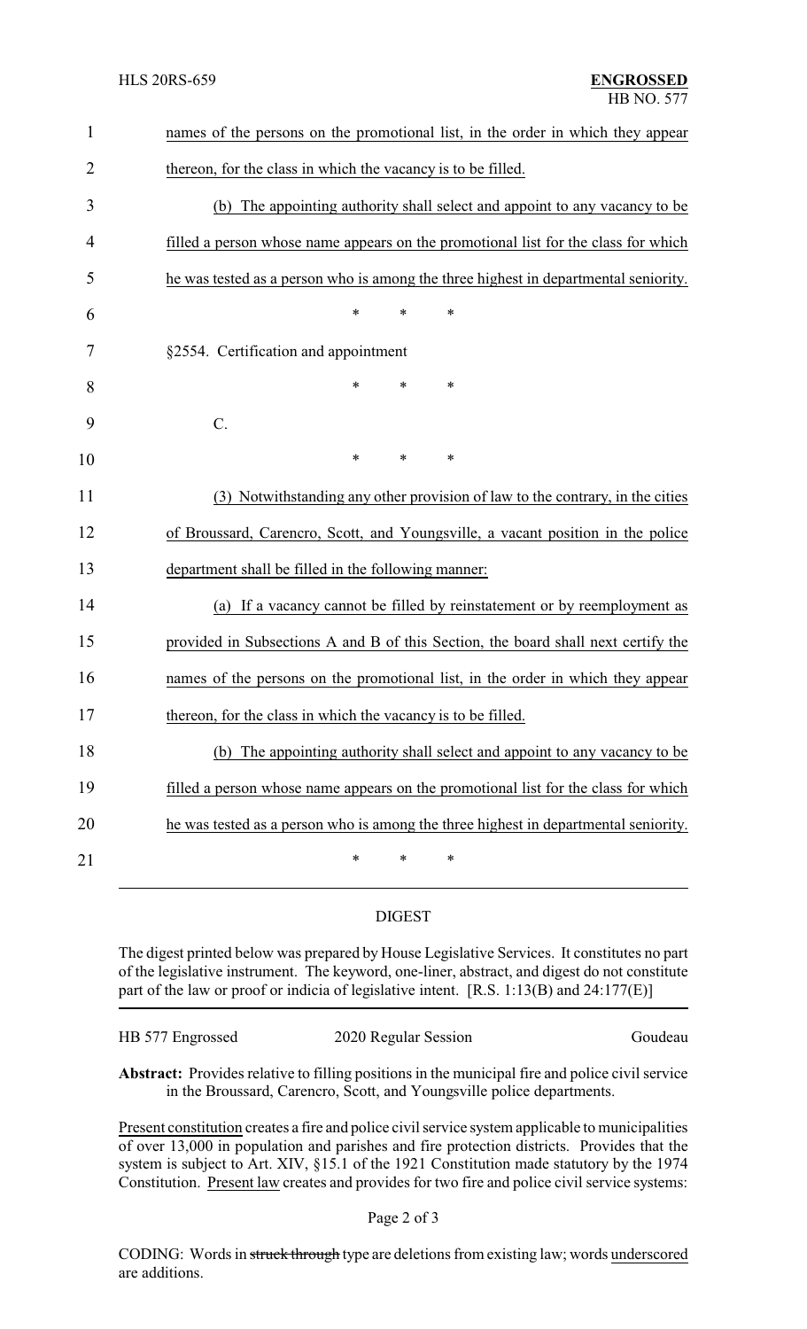names of the persons on the promotional list, in the order in which they appear thereon, for the class in which the vacancy is to be filled.

(b) The appointing authority shall select and appoint to any vacancy to be filled a person whose name appears on the promotional list for the class for which he was tested as a person who is among the three highest in departmental seniority.

\* \* \*

§2554. Certification and appointment

\* \* \*

C.

\* \* \*

(3) Notwithstanding any other provision of law to the contrary, in the cities of Broussard, Carencro, Scott, and Youngsville, a vacant position in the police department shall be filled in the following manner:

(a) If a vacancy cannot be filled by reinstatement or by reemployment as provided in Subsections A and B of this Section, the board shall next certify the names of the persons on the promotional list, in the order in which they appear thereon, for the class in which the vacancy is to be filled.

(b) The appointing authority shall select and appoint to any vacancy to be filled a person whose name appears on the promotional list for the class for which he was tested as a person who is among the three highest in departmental seniority.

\* \* \*

## DIGEST

The digest printed below was prepared by House Legislative Services. It constitutes no part of the legislative instrument. The keyword, one-liner, abstract, and digest do not constitute part of the law or proof or indicia of legislative intent. [R.S. 1:13(B) and 24:177(E)]

HB 577 Engrossed — 2020 Regular Session — Goudeau

**Abstract:** Provides relative to filling positions in the municipal fire and police civil service in the Broussard, Carencro, Scott, and Youngsville police departments.

Present constitution creates a fire and police civil service system applicable to municipalities of over 13,000 in population and parishes and fire protection districts. Provides that the system is subject to Art. XIV, §15.1 of the 1921 Constitution made statutory by the 1974 Constitution. Present law creates and provides for two fire and police civil service systems:

CODING: Words in ~~struck through~~ type are deletions from existing law; words underscored are additions.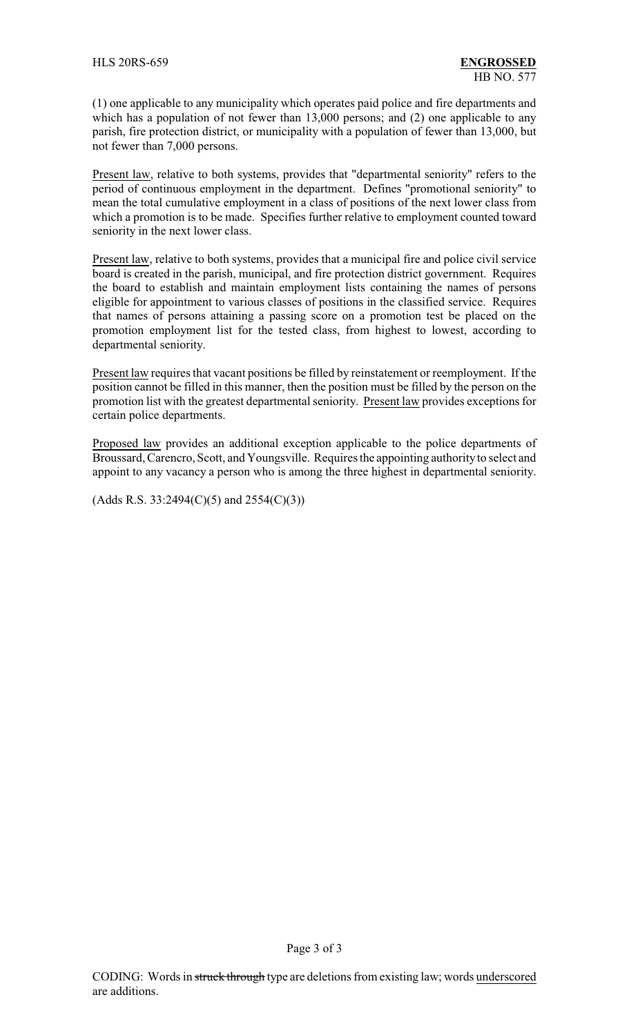(1) one applicable to any municipality which operates paid police and fire departments and which has a population of not fewer than 13,000 persons; and (2) one applicable to any parish, fire protection district, or municipality with a population of fewer than 13,000, but not fewer than 7,000 persons.

<u>Present law</u>, relative to both systems, provides that "departmental seniority" refers to the period of continuous employment in the department. Defines "promotional seniority" to mean the total cumulative employment in a class of positions of the next lower class from which a promotion is to be made. Specifies further relative to employment counted toward seniority in the next lower class.

<u>Present law</u>, relative to both systems, provides that a municipal fire and police civil service board is created in the parish, municipal, and fire protection district government. Requires the board to establish and maintain employment lists containing the names of persons eligible for appointment to various classes of positions in the classified service. Requires that names of persons attaining a passing score on a promotion test be placed on the promotion employment list for the tested class, from highest to lowest, according to departmental seniority.

<u>Present law</u> requires that vacant positions be filled by reinstatement or reemployment. If the position cannot be filled in this manner, then the position must be filled by the person on the promotion list with the greatest departmental seniority. <u>Present law</u> provides exceptions for certain police departments.

<u>Proposed law</u> provides an additional exception applicable to the police departments of Broussard, Carencro, Scott, and Youngsville. Requires the appointing authority to select and appoint to any vacancy a person who is among the three highest in departmental seniority.

(Adds R.S. 33:2494(C)(5) and 2554(C)(3))